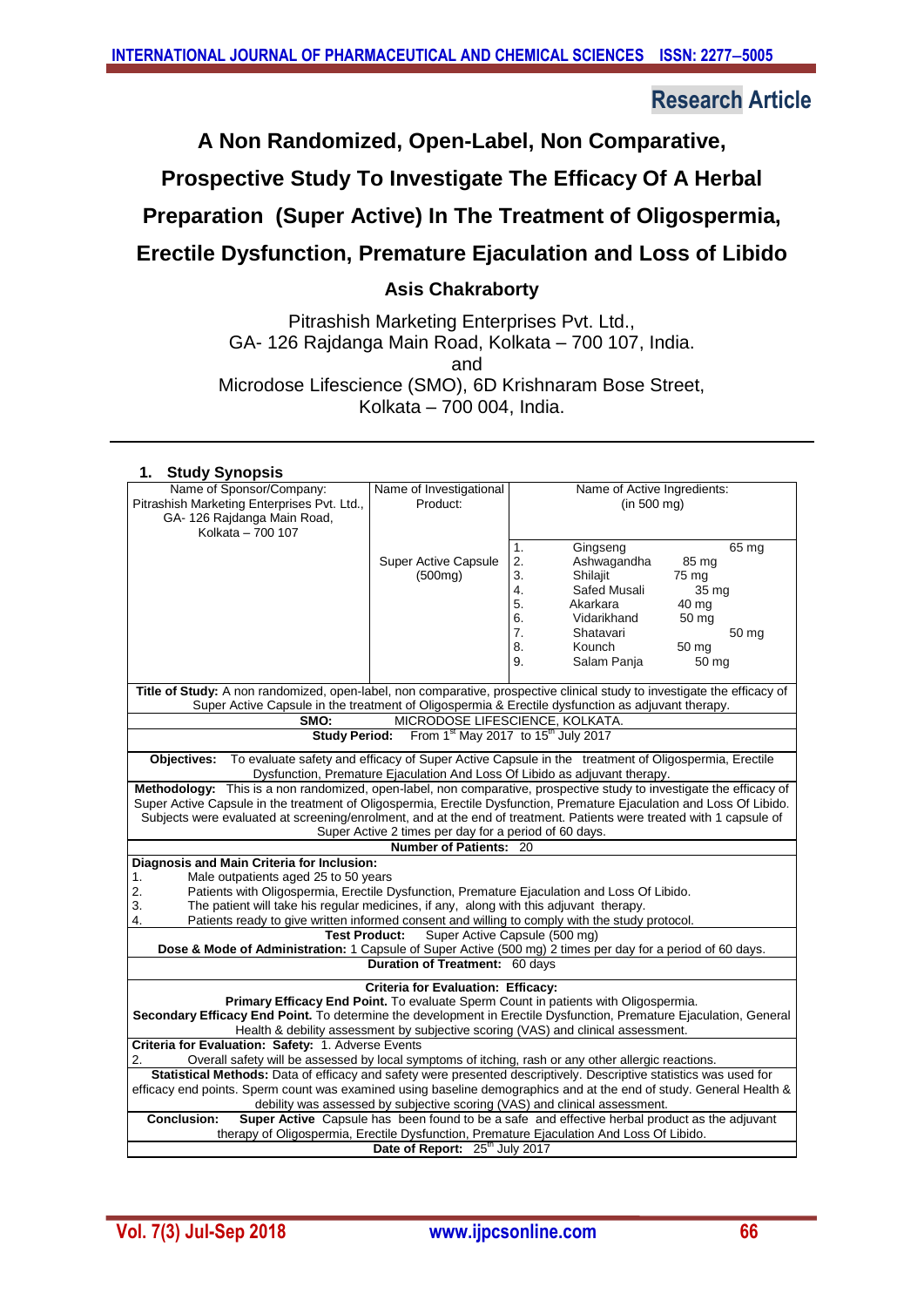Research Article

# A Non Randomized, Open-Label, Non Comparative, Prospective Study To Investigate The Efficacy Of A Herbal Preparation (Super Active) In The Treatment of Oligospermia, Erectile Dysfunction, Premature Ejaculation and Loss of Libido

### Asis Chakraborty

Pitrashish Marketing Enterprises Pvt. Ltd.,
GA- 126 Rajdanga Main Road, Kolkata – 700 107, India.
and
Microdose Lifescience (SMO), 6D Krishnaram Bose Street,
Kolkata – 700 004, India.

## 1. Study Synopsis

| Name of Sponsor/Company: Pitrashish Marketing Enterprises Pvt. Ltd., GA- 126 Rajdanga Main Road, Kolkata – 700 107 | Name of Investigational Product: Super Active Capsule (500mg) | Name of Active Ingredients: (in 500 mg) 1. Gingseng 65 mg; 2. Ashwagandha 85 mg; 3. Shilajit 75 mg; 4. Safed Musali 35 mg; 5. Akarkara 40 mg; 6. Vidarikhand 50 mg; 7. Shatavari 50 mg; 8. Kounch 50 mg; 9. Salam Panja 50 mg |
|---|---|---|

**Title of Study:** A non randomized, open-label, non comparative, prospective clinical study to investigate the efficacy of Super Active Capsule in the treatment of Oligospermia & Erectile dysfunction as adjuvant therapy.

**SMO:** MICRODOSE LIFESCIENCE, KOLKATA.

**Study Period:** From 1st May 2017 to 15th July 2017

**Objectives:** To evaluate safety and efficacy of Super Active Capsule in the treatment of Oligospermia, Erectile Dysfunction, Premature Ejaculation And Loss Of Libido as adjuvant therapy.

**Methodology:** This is a non randomized, open-label, non comparative, prospective study to investigate the efficacy of Super Active Capsule in the treatment of Oligospermia, Erectile Dysfunction, Premature Ejaculation and Loss Of Libido. Subjects were evaluated at screening/enrolment, and at the end of treatment. Patients were treated with 1 capsule of Super Active 2 times per day for a period of 60 days.

**Number of Patients:** 20

**Diagnosis and Main Criteria for Inclusion:**

1. Male outpatients aged 25 to 50 years
2. Patients with Oligospermia, Erectile Dysfunction, Premature Ejaculation and Loss Of Libido.
3. The patient will take his regular medicines, if any, along with this adjuvant therapy.
4. Patients ready to give written informed consent and willing to comply with the study protocol.

**Test Product:** Super Active Capsule (500 mg)

**Dose & Mode of Administration:** 1 Capsule of Super Active (500 mg) 2 times per day for a period of 60 days.

**Duration of Treatment:** 60 days

**Criteria for Evaluation: Efficacy:**

**Primary Efficacy End Point.** To evaluate Sperm Count in patients with Oligospermia.

**Secondary Efficacy End Point.** To determine the development in Erectile Dysfunction, Premature Ejaculation, General Health & debility assessment by subjective scoring (VAS) and clinical assessment.

**Criteria for Evaluation: Safety:** 1. Adverse Events
2. Overall safety will be assessed by local symptoms of itching, rash or any other allergic reactions.

**Statistical Methods:** Data of efficacy and safety were presented descriptively. Descriptive statistics was used for efficacy end points. Sperm count was examined using baseline demographics and at the end of study. General Health & debility was assessed by subjective scoring (VAS) and clinical assessment.

**Conclusion:** **Super Active** Capsule has been found to be a safe and effective herbal product as the adjuvant therapy of Oligospermia, Erectile Dysfunction, Premature Ejaculation And Loss Of Libido.

**Date of Report:** 25th July 2017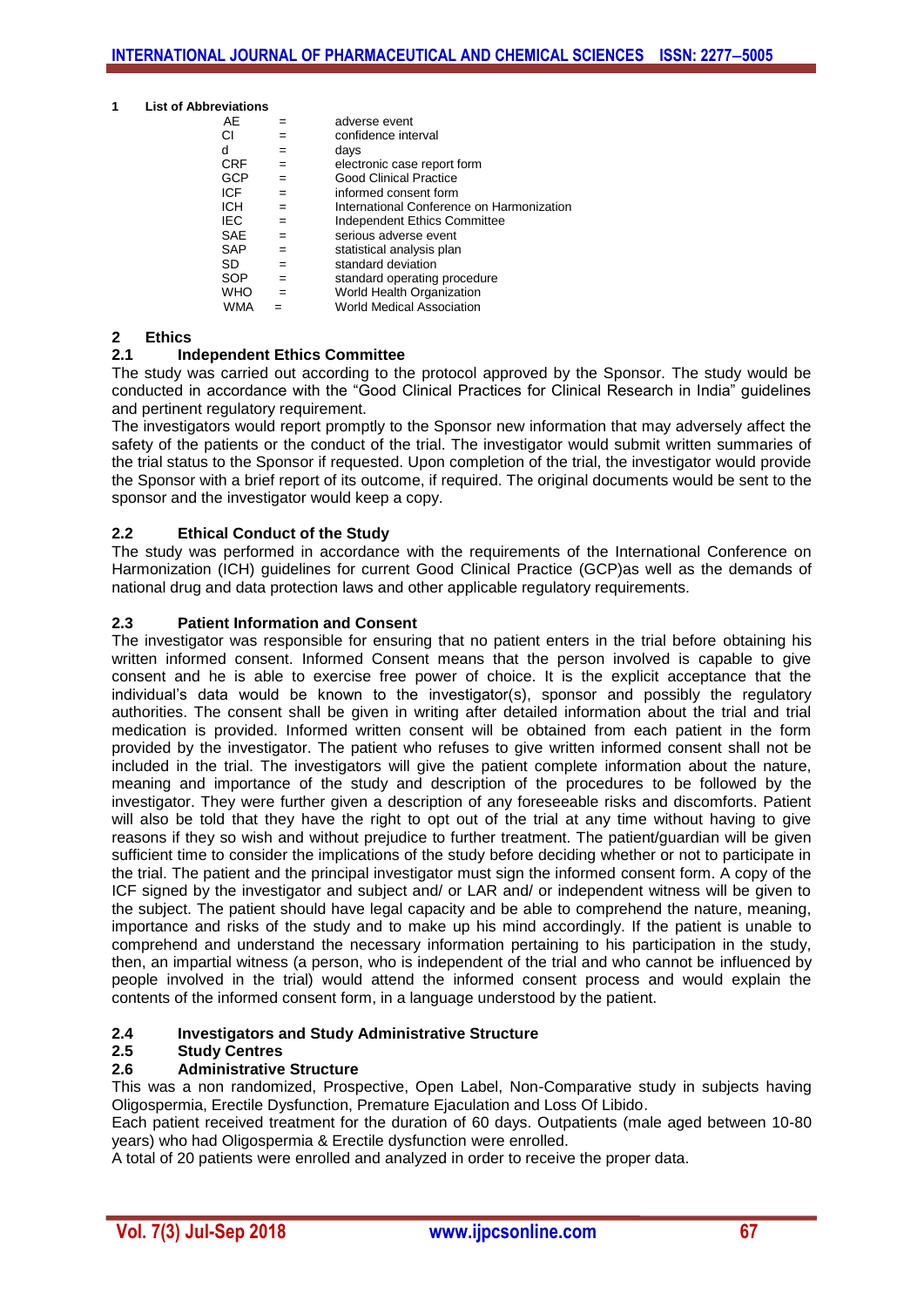## 1 List of Abbreviations

| | | |
|---|---|---|
| AE | = | adverse event |
| CI | = | confidence interval |
| d | = | days |
| CRF | = | electronic case report form |
| GCP | = | Good Clinical Practice |
| ICF | = | informed consent form |
| ICH | = | International Conference on Harmonization |
| IEC | = | Independent Ethics Committee |
| SAE | = | serious adverse event |
| SAP | = | statistical analysis plan |
| SD | = | standard deviation |
| SOP | = | standard operating procedure |
| WHO | = | World Health Organization |
| WMA | = | World Medical Association |

## 2 Ethics

### 2.1 Independent Ethics Committee

The study was carried out according to the protocol approved by the Sponsor. The study would be conducted in accordance with the "Good Clinical Practices for Clinical Research in India" guidelines and pertinent regulatory requirement.

The investigators would report promptly to the Sponsor new information that may adversely affect the safety of the patients or the conduct of the trial. The investigator would submit written summaries of the trial status to the Sponsor if requested. Upon completion of the trial, the investigator would provide the Sponsor with a brief report of its outcome, if required. The original documents would be sent to the sponsor and the investigator would keep a copy.

### 2.2 Ethical Conduct of the Study

The study was performed in accordance with the requirements of the International Conference on Harmonization (ICH) guidelines for current Good Clinical Practice (GCP)as well as the demands of national drug and data protection laws and other applicable regulatory requirements.

### 2.3 Patient Information and Consent

The investigator was responsible for ensuring that no patient enters in the trial before obtaining his written informed consent. Informed Consent means that the person involved is capable to give consent and he is able to exercise free power of choice. It is the explicit acceptance that the individual's data would be known to the investigator(s), sponsor and possibly the regulatory authorities. The consent shall be given in writing after detailed information about the trial and trial medication is provided. Informed written consent will be obtained from each patient in the form provided by the investigator. The patient who refuses to give written informed consent shall not be included in the trial. The investigators will give the patient complete information about the nature, meaning and importance of the study and description of the procedures to be followed by the investigator. They were further given a description of any foreseeable risks and discomforts. Patient will also be told that they have the right to opt out of the trial at any time without having to give reasons if they so wish and without prejudice to further treatment. The patient/guardian will be given sufficient time to consider the implications of the study before deciding whether or not to participate in the trial. The patient and the principal investigator must sign the informed consent form. A copy of the ICF signed by the investigator and subject and/ or LAR and/ or independent witness will be given to the subject. The patient should have legal capacity and be able to comprehend the nature, meaning, importance and risks of the study and to make up his mind accordingly. If the patient is unable to comprehend and understand the necessary information pertaining to his participation in the study, then, an impartial witness (a person, who is independent of the trial and who cannot be influenced by people involved in the trial) would attend the informed consent process and would explain the contents of the informed consent form, in a language understood by the patient.

### 2.4 Investigators and Study Administrative Structure

### 2.5 Study Centres

### 2.6 Administrative Structure

This was a non randomized, Prospective, Open Label, Non-Comparative study in subjects having Oligospermia, Erectile Dysfunction, Premature Ejaculation and Loss Of Libido.

Each patient received treatment for the duration of 60 days. Outpatients (male aged between 10-80 years) who had Oligospermia & Erectile dysfunction were enrolled.

A total of 20 patients were enrolled and analyzed in order to receive the proper data.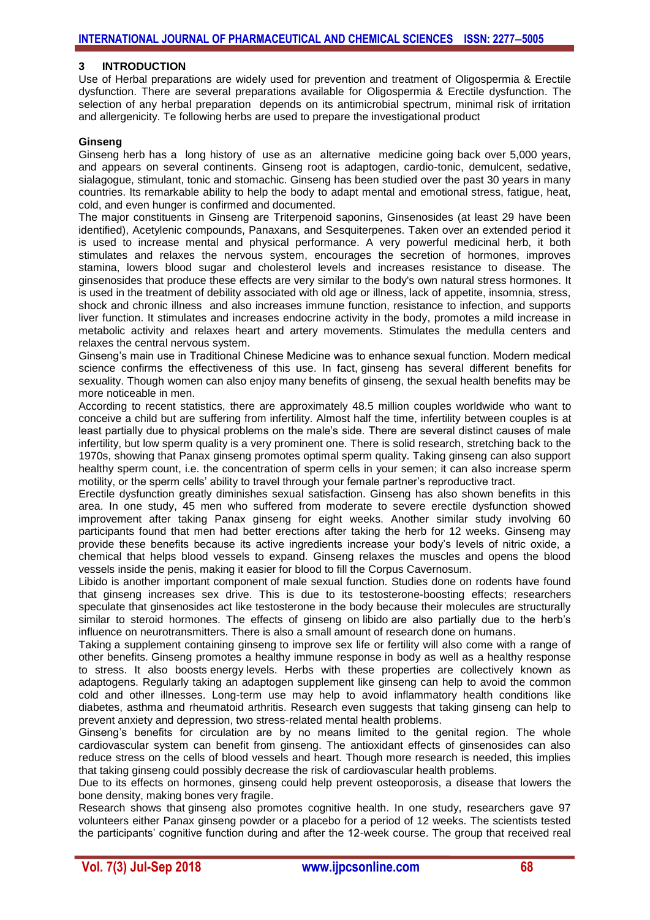## 3 INTRODUCTION

Use of Herbal preparations are widely used for prevention and treatment of Oligospermia & Erectile dysfunction. There are several preparations available for Oligospermia & Erectile dysfunction. The selection of any herbal preparation depends on its antimicrobial spectrum, minimal risk of irritation and allergenicity. Te following herbs are used to prepare the investigational product

### Ginseng

Ginseng herb has a long history of use as an alternative medicine going back over 5,000 years, and appears on several continents. Ginseng root is adaptogen, cardio-tonic, demulcent, sedative, sialagogue, stimulant, tonic and stomachic. Ginseng has been studied over the past 30 years in many countries. Its remarkable ability to help the body to adapt mental and emotional stress, fatigue, heat, cold, and even hunger is confirmed and documented.

The major constituents in Ginseng are Triterpenoid saponins, Ginsenosides (at least 29 have been identified), Acetylenic compounds, Panaxans, and Sesquiterpenes. Taken over an extended period it is used to increase mental and physical performance. A very powerful medicinal herb, it both stimulates and relaxes the nervous system, encourages the secretion of hormones, improves stamina, lowers blood sugar and cholesterol levels and increases resistance to disease. The ginsenosides that produce these effects are very similar to the body's own natural stress hormones. It is used in the treatment of debility associated with old age or illness, lack of appetite, insomnia, stress, shock and chronic illness and also increases immune function, resistance to infection, and supports liver function. It stimulates and increases endocrine activity in the body, promotes a mild increase in metabolic activity and relaxes heart and artery movements. Stimulates the medulla centers and relaxes the central nervous system.

Ginseng's main use in Traditional Chinese Medicine was to enhance sexual function. Modern medical science confirms the effectiveness of this use. In fact, ginseng has several different benefits for sexuality. Though women can also enjoy many benefits of ginseng, the sexual health benefits may be more noticeable in men.

According to recent statistics, there are approximately 48.5 million couples worldwide who want to conceive a child but are suffering from infertility. Almost half the time, infertility between couples is at least partially due to physical problems on the male's side. There are several distinct causes of male infertility, but low sperm quality is a very prominent one. There is solid research, stretching back to the 1970s, showing that Panax ginseng promotes optimal sperm quality. Taking ginseng can also support healthy sperm count, i.e. the concentration of sperm cells in your semen; it can also increase sperm motility, or the sperm cells' ability to travel through your female partner's reproductive tract.

Erectile dysfunction greatly diminishes sexual satisfaction. Ginseng has also shown benefits in this area. In one study, 45 men who suffered from moderate to severe erectile dysfunction showed improvement after taking Panax ginseng for eight weeks. Another similar study involving 60 participants found that men had better erections after taking the herb for 12 weeks. Ginseng may provide these benefits because its active ingredients increase your body's levels of nitric oxide, a chemical that helps blood vessels to expand. Ginseng relaxes the muscles and opens the blood vessels inside the penis, making it easier for blood to fill the Corpus Cavernosum.

Libido is another important component of male sexual function. Studies done on rodents have found that ginseng increases sex drive. This is due to its testosterone-boosting effects; researchers speculate that ginsenosides act like testosterone in the body because their molecules are structurally similar to steroid hormones. The effects of ginseng on libido are also partially due to the herb's influence on neurotransmitters. There is also a small amount of research done on humans.

Taking a supplement containing ginseng to improve sex life or fertility will also come with a range of other benefits. Ginseng promotes a healthy immune response in body as well as a healthy response to stress. It also boosts energy levels. Herbs with these properties are collectively known as adaptogens. Regularly taking an adaptogen supplement like ginseng can help to avoid the common cold and other illnesses. Long-term use may help to avoid inflammatory health conditions like diabetes, asthma and rheumatoid arthritis. Research even suggests that taking ginseng can help to prevent anxiety and depression, two stress-related mental health problems.

Ginseng's benefits for circulation are by no means limited to the genital region. The whole cardiovascular system can benefit from ginseng. The antioxidant effects of ginsenosides can also reduce stress on the cells of blood vessels and heart. Though more research is needed, this implies that taking ginseng could possibly decrease the risk of cardiovascular health problems.

Due to its effects on hormones, ginseng could help prevent osteoporosis, a disease that lowers the bone density, making bones very fragile.

Research shows that ginseng also promotes cognitive health. In one study, researchers gave 97 volunteers either Panax ginseng powder or a placebo for a period of 12 weeks. The scientists tested the participants' cognitive function during and after the 12-week course. The group that received real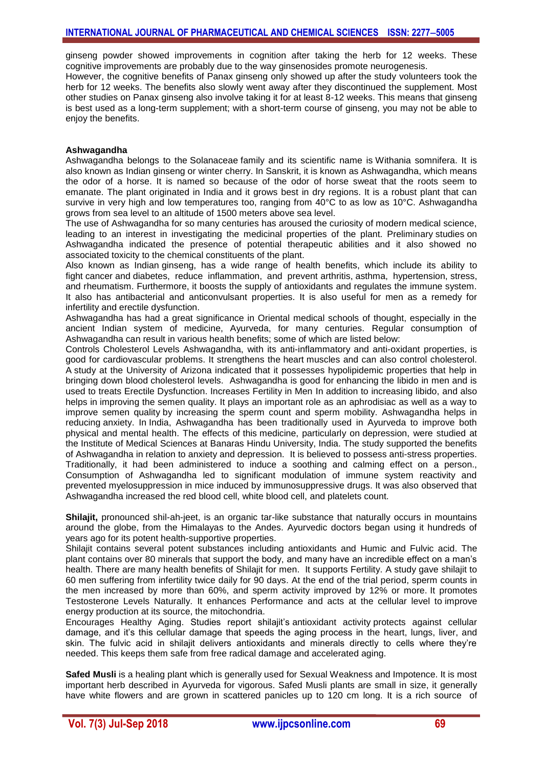ginseng powder showed improvements in cognition after taking the herb for 12 weeks. These cognitive improvements are probably due to the way ginsenosides promote neurogenesis.

However, the cognitive benefits of Panax ginseng only showed up after the study volunteers took the herb for 12 weeks. The benefits also slowly went away after they discontinued the supplement. Most other studies on Panax ginseng also involve taking it for at least 8-12 weeks. This means that ginseng is best used as a long-term supplement; with a short-term course of ginseng, you may not be able to enjoy the benefits.

**Ashwagandha**

Ashwagandha belongs to the Solanaceae family and its scientific name is Withania somnifera. It is also known as Indian ginseng or winter cherry. In Sanskrit, it is known as Ashwagandha, which means the odor of a horse. It is named so because of the odor of horse sweat that the roots seem to emanate. The plant originated in India and it grows best in dry regions. It is a robust plant that can survive in very high and low temperatures too, ranging from 40°C to as low as 10°C. Ashwagandha grows from sea level to an altitude of 1500 meters above sea level.

The use of Ashwagandha for so many centuries has aroused the curiosity of modern medical science, leading to an interest in investigating the medicinal properties of the plant. Preliminary studies on Ashwagandha indicated the presence of potential therapeutic abilities and it also showed no associated toxicity to the chemical constituents of the plant.

Also known as Indian ginseng, has a wide range of health benefits, which include its ability to fight cancer and diabetes, reduce inflammation, and prevent arthritis, asthma, hypertension, stress, and rheumatism. Furthermore, it boosts the supply of antioxidants and regulates the immune system. It also has antibacterial and anticonvulsant properties. It is also useful for men as a remedy for infertility and erectile dysfunction.

Ashwagandha has had a great significance in Oriental medical schools of thought, especially in the ancient Indian system of medicine, Ayurveda, for many centuries. Regular consumption of Ashwagandha can result in various health benefits; some of which are listed below:

Controls Cholesterol Levels Ashwagandha, with its anti-inflammatory and anti-oxidant properties, is good for cardiovascular problems. It strengthens the heart muscles and can also control cholesterol. A study at the University of Arizona indicated that it possesses hypolipidemic properties that help in bringing down blood cholesterol levels. Ashwagandha is good for enhancing the libido in men and is used to treats Erectile Dysfunction. Increases Fertility in Men In addition to increasing libido, and also helps in improving the semen quality. It plays an important role as an aphrodisiac as well as a way to improve semen quality by increasing the sperm count and sperm mobility. Ashwagandha helps in reducing anxiety. In India, Ashwagandha has been traditionally used in Ayurveda to improve both physical and mental health. The effects of this medicine, particularly on depression, were studied at the Institute of Medical Sciences at Banaras Hindu University, India. The study supported the benefits of Ashwagandha in relation to anxiety and depression. It is believed to possess anti-stress properties. Traditionally, it had been administered to induce a soothing and calming effect on a person., Consumption of Ashwagandha led to significant modulation of immune system reactivity and prevented myelosuppression in mice induced by immunosuppressive drugs. It was also observed that Ashwagandha increased the red blood cell, white blood cell, and platelets count.

**Shilajit,** pronounced shil-ah-jeet, is an organic tar-like substance that naturally occurs in mountains around the globe, from the Himalayas to the Andes. Ayurvedic doctors began using it hundreds of years ago for its potent health-supportive properties.

Shilajit contains several potent substances including antioxidants and Humic and Fulvic acid. The plant contains over 80 minerals that support the body, and many have an incredible effect on a man's health. There are many health benefits of Shilajit for men. It supports Fertility. A study gave shilajit to 60 men suffering from infertility twice daily for 90 days. At the end of the trial period, sperm counts in the men increased by more than 60%, and sperm activity improved by 12% or more. It promotes Testosterone Levels Naturally. It enhances Performance and acts at the cellular level to improve energy production at its source, the mitochondria.

Encourages Healthy Aging. Studies report shilajit's antioxidant activity protects against cellular damage, and it's this cellular damage that speeds the aging process in the heart, lungs, liver, and skin. The fulvic acid in shilajit delivers antioxidants and minerals directly to cells where they're needed. This keeps them safe from free radical damage and accelerated aging.

**Safed Musli** is a healing plant which is generally used for Sexual Weakness and Impotence. It is most important herb described in Ayurveda for vigorous. Safed Musli plants are small in size, it generally have white flowers and are grown in scattered panicles up to 120 cm long. It is a rich source of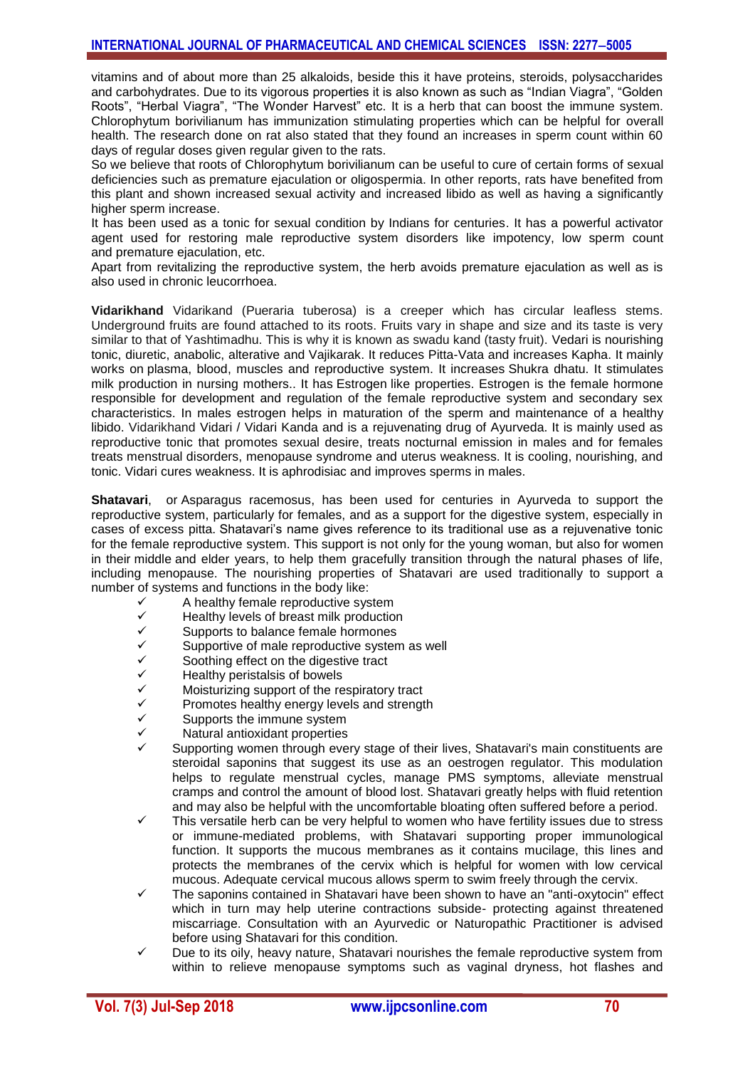vitamins and of about more than 25 alkaloids, beside this it have proteins, steroids, polysaccharides and carbohydrates. Due to its vigorous properties it is also known as such as "Indian Viagra", "Golden Roots", "Herbal Viagra", "The Wonder Harvest" etc. It is a herb that can boost the immune system. Chlorophytum borivilianum has immunization stimulating properties which can be helpful for overall health. The research done on rat also stated that they found an increases in sperm count within 60 days of regular doses given regular given to the rats.

So we believe that roots of Chlorophytum borivilianum can be useful to cure of certain forms of sexual deficiencies such as premature ejaculation or oligospermia. In other reports, rats have benefited from this plant and shown increased sexual activity and increased libido as well as having a significantly higher sperm increase.

It has been used as a tonic for sexual condition by Indians for centuries. It has a powerful activator agent used for restoring male reproductive system disorders like impotency, low sperm count and premature ejaculation, etc.

Apart from revitalizing the reproductive system, the herb avoids premature ejaculation as well as is also used in chronic leucorrhoea.

**Vidarikhand** Vidarikand (Pueraria tuberosa) is a creeper which has circular leafless stems. Underground fruits are found attached to its roots. Fruits vary in shape and size and its taste is very similar to that of Yashtimadhu. This is why it is known as swadu kand (tasty fruit). Vedari is nourishing tonic, diuretic, anabolic, alterative and Vajikarak. It reduces Pitta-Vata and increases Kapha. It mainly works on plasma, blood, muscles and reproductive system. It increases Shukra dhatu. It stimulates milk production in nursing mothers.. It has Estrogen like properties. Estrogen is the female hormone responsible for development and regulation of the female reproductive system and secondary sex characteristics. In males estrogen helps in maturation of the sperm and maintenance of a healthy libido. Vidarikhand Vidari / Vidari Kanda and is a rejuvenating drug of Ayurveda. It is mainly used as reproductive tonic that promotes sexual desire, treats nocturnal emission in males and for females treats menstrual disorders, menopause syndrome and uterus weakness. It is cooling, nourishing, and tonic. Vidari cures weakness. It is aphrodisiac and improves sperms in males.

**Shatavari**, or Asparagus racemosus, has been used for centuries in Ayurveda to support the reproductive system, particularly for females, and as a support for the digestive system, especially in cases of excess pitta. Shatavari's name gives reference to its traditional use as a rejuvenative tonic for the female reproductive system. This support is not only for the young woman, but also for women in their middle and elder years, to help them gracefully transition through the natural phases of life, including menopause. The nourishing properties of Shatavari are used traditionally to support a number of systems and functions in the body like:

- ✓ A healthy female reproductive system
- ✓ Healthy levels of breast milk production
- ✓ Supports to balance female hormones
- ✓ Supportive of male reproductive system as well
- ✓ Soothing effect on the digestive tract
- ✓ Healthy peristalsis of bowels
- ✓ Moisturizing support of the respiratory tract
- ✓ Promotes healthy energy levels and strength
- ✓ Supports the immune system
- ✓ Natural antioxidant properties
- ✓ Supporting women through every stage of their lives, Shatavari's main constituents are steroidal saponins that suggest its use as an oestrogen regulator. This modulation helps to regulate menstrual cycles, manage PMS symptoms, alleviate menstrual cramps and control the amount of blood lost. Shatavari greatly helps with fluid retention and may also be helpful with the uncomfortable bloating often suffered before a period.
- ✓ This versatile herb can be very helpful to women who have fertility issues due to stress or immune-mediated problems, with Shatavari supporting proper immunological function. It supports the mucous membranes as it contains mucilage, this lines and protects the membranes of the cervix which is helpful for women with low cervical mucous. Adequate cervical mucous allows sperm to swim freely through the cervix.
- ✓ The saponins contained in Shatavari have been shown to have an "anti-oxytocin" effect which in turn may help uterine contractions subside- protecting against threatened miscarriage. Consultation with an Ayurvedic or Naturopathic Practitioner is advised before using Shatavari for this condition.
- ✓ Due to its oily, heavy nature, Shatavari nourishes the female reproductive system from within to relieve menopause symptoms such as vaginal dryness, hot flashes and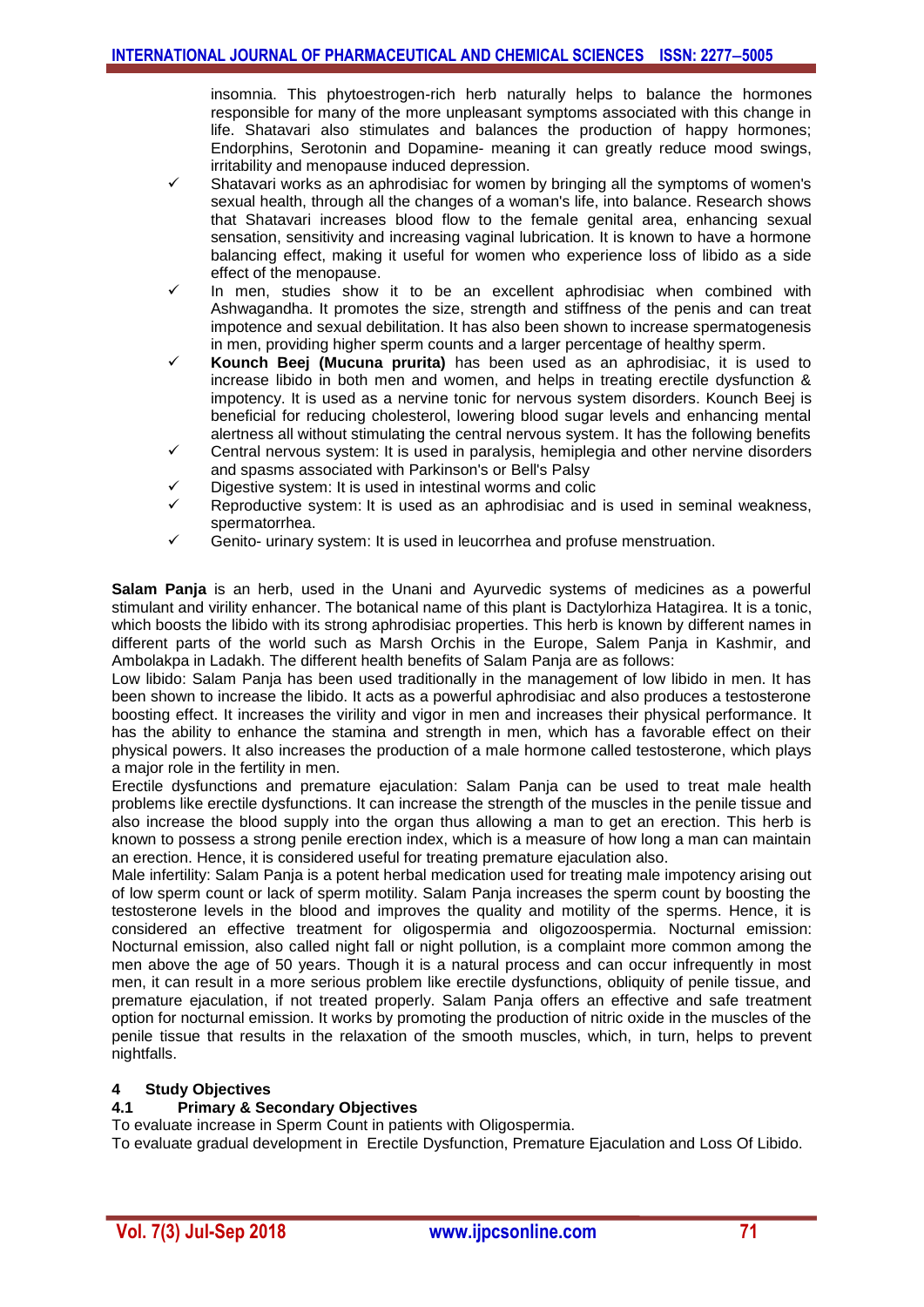insomnia. This phytoestrogen-rich herb naturally helps to balance the hormones responsible for many of the more unpleasant symptoms associated with this change in life. Shatavari also stimulates and balances the production of happy hormones; Endorphins, Serotonin and Dopamine- meaning it can greatly reduce mood swings, irritability and menopause induced depression.

- ✓ Shatavari works as an aphrodisiac for women by bringing all the symptoms of women's sexual health, through all the changes of a woman's life, into balance. Research shows that Shatavari increases blood flow to the female genital area, enhancing sexual sensation, sensitivity and increasing vaginal lubrication. It is known to have a hormone balancing effect, making it useful for women who experience loss of libido as a side effect of the menopause.
- ✓ In men, studies show it to be an excellent aphrodisiac when combined with Ashwagandha. It promotes the size, strength and stiffness of the penis and can treat impotence and sexual debilitation. It has also been shown to increase spermatogenesis in men, providing higher sperm counts and a larger percentage of healthy sperm.
- ✓ **Kounch Beej (Mucuna prurita)** has been used as an aphrodisiac, it is used to increase libido in both men and women, and helps in treating erectile dysfunction & impotency. It is used as a nervine tonic for nervous system disorders. Kounch Beej is beneficial for reducing cholesterol, lowering blood sugar levels and enhancing mental alertness all without stimulating the central nervous system. It has the following benefits
- ✓ Central nervous system: It is used in paralysis, hemiplegia and other nervine disorders and spasms associated with Parkinson's or Bell's Palsy
- ✓ Digestive system: It is used in intestinal worms and colic
- ✓ Reproductive system: It is used as an aphrodisiac and is used in seminal weakness, spermatorrhea.
- ✓ Genito- urinary system: It is used in leucorrhea and profuse menstruation.

**Salam Panja** is an herb, used in the Unani and Ayurvedic systems of medicines as a powerful stimulant and virility enhancer. The botanical name of this plant is Dactylorhiza Hatagirea. It is a tonic, which boosts the libido with its strong aphrodisiac properties. This herb is known by different names in different parts of the world such as Marsh Orchis in the Europe, Salem Panja in Kashmir, and Ambolakpa in Ladakh. The different health benefits of Salam Panja are as follows:

Low libido: Salam Panja has been used traditionally in the management of low libido in men. It has been shown to increase the libido. It acts as a powerful aphrodisiac and also produces a testosterone boosting effect. It increases the virility and vigor in men and increases their physical performance. It has the ability to enhance the stamina and strength in men, which has a favorable effect on their physical powers. It also increases the production of a male hormone called testosterone, which plays a major role in the fertility in men.

Erectile dysfunctions and premature ejaculation: Salam Panja can be used to treat male health problems like erectile dysfunctions. It can increase the strength of the muscles in the penile tissue and also increase the blood supply into the organ thus allowing a man to get an erection. This herb is known to possess a strong penile erection index, which is a measure of how long a man can maintain an erection. Hence, it is considered useful for treating premature ejaculation also.

Male infertility: Salam Panja is a potent herbal medication used for treating male impotency arising out of low sperm count or lack of sperm motility. Salam Panja increases the sperm count by boosting the testosterone levels in the blood and improves the quality and motility of the sperms. Hence, it is considered an effective treatment for oligospermia and oligozoospermia. Nocturnal emission: Nocturnal emission, also called night fall or night pollution, is a complaint more common among the men above the age of 50 years. Though it is a natural process and can occur infrequently in most men, it can result in a more serious problem like erectile dysfunctions, obliquity of penile tissue, and premature ejaculation, if not treated properly. Salam Panja offers an effective and safe treatment option for nocturnal emission. It works by promoting the production of nitric oxide in the muscles of the penile tissue that results in the relaxation of the smooth muscles, which, in turn, helps to prevent nightfalls.

## 4 Study Objectives

### 4.1 Primary & Secondary Objectives

To evaluate increase in Sperm Count in patients with Oligospermia.

To evaluate gradual development in Erectile Dysfunction, Premature Ejaculation and Loss Of Libido.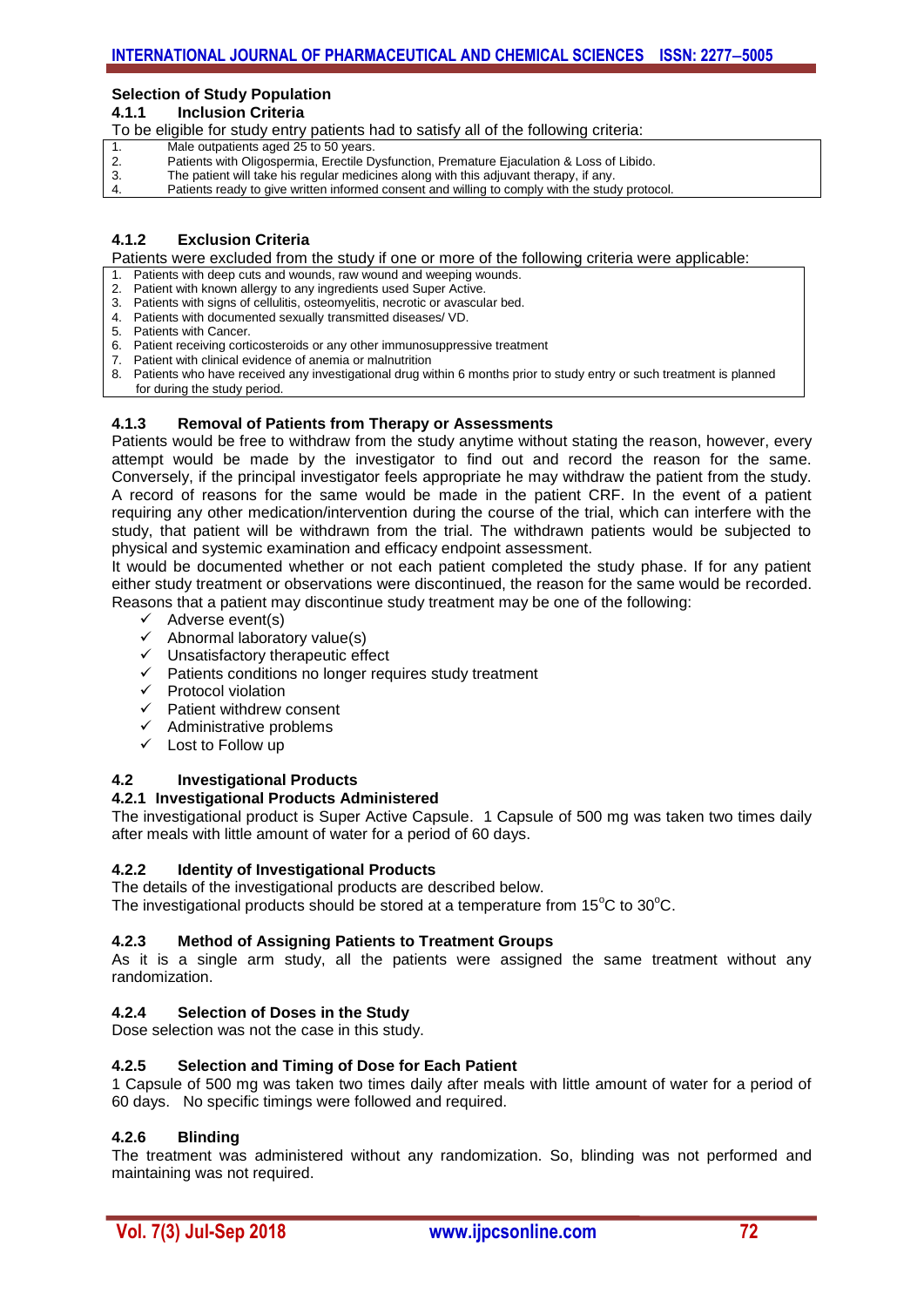### Selection of Study Population

#### 4.1.1 Inclusion Criteria

To be eligible for study entry patients had to satisfy all of the following criteria:

1. Male outpatients aged 25 to 50 years.
2. Patients with Oligospermia, Erectile Dysfunction, Premature Ejaculation & Loss of Libido.
3. The patient will take his regular medicines along with this adjuvant therapy, if any.
4. Patients ready to give written informed consent and willing to comply with the study protocol.

#### 4.1.2 Exclusion Criteria

Patients were excluded from the study if one or more of the following criteria were applicable:

1. Patients with deep cuts and wounds, raw wound and weeping wounds.
2. Patient with known allergy to any ingredients used Super Active.
3. Patients with signs of cellulitis, osteomyelitis, necrotic or avascular bed.
4. Patients with documented sexually transmitted diseases/ VD.
5. Patients with Cancer.
6. Patient receiving corticosteroids or any other immunosuppressive treatment
7. Patient with clinical evidence of anemia or malnutrition
8. Patients who have received any investigational drug within 6 months prior to study entry or such treatment is planned for during the study period.

#### 4.1.3 Removal of Patients from Therapy or Assessments

Patients would be free to withdraw from the study anytime without stating the reason, however, every attempt would be made by the investigator to find out and record the reason for the same. Conversely, if the principal investigator feels appropriate he may withdraw the patient from the study. A record of reasons for the same would be made in the patient CRF. In the event of a patient requiring any other medication/intervention during the course of the trial, which can interfere with the study, that patient will be withdrawn from the trial. The withdrawn patients would be subjected to physical and systemic examination and efficacy endpoint assessment.

It would be documented whether or not each patient completed the study phase. If for any patient either study treatment or observations were discontinued, the reason for the same would be recorded. Reasons that a patient may discontinue study treatment may be one of the following:

- ✓ Adverse event(s)
- ✓ Abnormal laboratory value(s)
- ✓ Unsatisfactory therapeutic effect
- ✓ Patients conditions no longer requires study treatment
- ✓ Protocol violation
- ✓ Patient withdrew consent
- ✓ Administrative problems
- ✓ Lost to Follow up

### 4.2 Investigational Products

#### 4.2.1 Investigational Products Administered

The investigational product is Super Active Capsule. 1 Capsule of 500 mg was taken two times daily after meals with little amount of water for a period of 60 days.

#### 4.2.2 Identity of Investigational Products

The details of the investigational products are described below.

The investigational products should be stored at a temperature from 15°C to 30°C.

#### 4.2.3 Method of Assigning Patients to Treatment Groups

As it is a single arm study, all the patients were assigned the same treatment without any randomization.

#### 4.2.4 Selection of Doses in the Study

Dose selection was not the case in this study.

#### 4.2.5 Selection and Timing of Dose for Each Patient

1 Capsule of 500 mg was taken two times daily after meals with little amount of water for a period of 60 days. No specific timings were followed and required.

#### 4.2.6 Blinding

The treatment was administered without any randomization. So, blinding was not performed and maintaining was not required.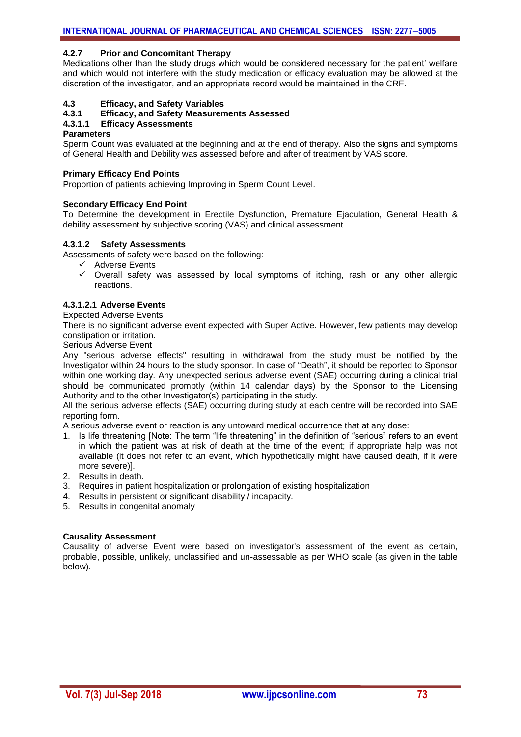#### 4.2.7 Prior and Concomitant Therapy

Medications other than the study drugs which would be considered necessary for the patient' welfare and which would not interfere with the study medication or efficacy evaluation may be allowed at the discretion of the investigator, and an appropriate record would be maintained in the CRF.

### 4.3 Efficacy, and Safety Variables

#### 4.3.1 Efficacy, and Safety Measurements Assessed

##### 4.3.1.1 Efficacy Assessments

**Parameters**

Sperm Count was evaluated at the beginning and at the end of therapy. Also the signs and symptoms of General Health and Debility was assessed before and after of treatment by VAS score.

**Primary Efficacy End Points**

Proportion of patients achieving Improving in Sperm Count Level.

**Secondary Efficacy End Point**

To Determine the development in Erectile Dysfunction, Premature Ejaculation, General Health & debility assessment by subjective scoring (VAS) and clinical assessment.

##### 4.3.1.2 Safety Assessments

Assessments of safety were based on the following:

- ✓ Adverse Events
- ✓ Overall safety was assessed by local symptoms of itching, rash or any other allergic reactions.

##### 4.3.1.2.1 Adverse Events

Expected Adverse Events

There is no significant adverse event expected with Super Active. However, few patients may develop constipation or irritation.

Serious Adverse Event

Any "serious adverse effects" resulting in withdrawal from the study must be notified by the Investigator within 24 hours to the study sponsor. In case of "Death", it should be reported to Sponsor within one working day. Any unexpected serious adverse event (SAE) occurring during a clinical trial should be communicated promptly (within 14 calendar days) by the Sponsor to the Licensing Authority and to the other Investigator(s) participating in the study.

All the serious adverse effects (SAE) occurring during study at each centre will be recorded into SAE reporting form.

A serious adverse event or reaction is any untoward medical occurrence that at any dose:

1. Is life threatening [Note: The term "life threatening" in the definition of "serious" refers to an event in which the patient was at risk of death at the time of the event; if appropriate help was not available (it does not refer to an event, which hypothetically might have caused death, if it were more severe)].
2. Results in death.
3. Requires in patient hospitalization or prolongation of existing hospitalization
4. Results in persistent or significant disability / incapacity.
5. Results in congenital anomaly

**Causality Assessment**

Causality of adverse Event were based on investigator's assessment of the event as certain, probable, possible, unlikely, unclassified and un-assessable as per WHO scale (as given in the table below).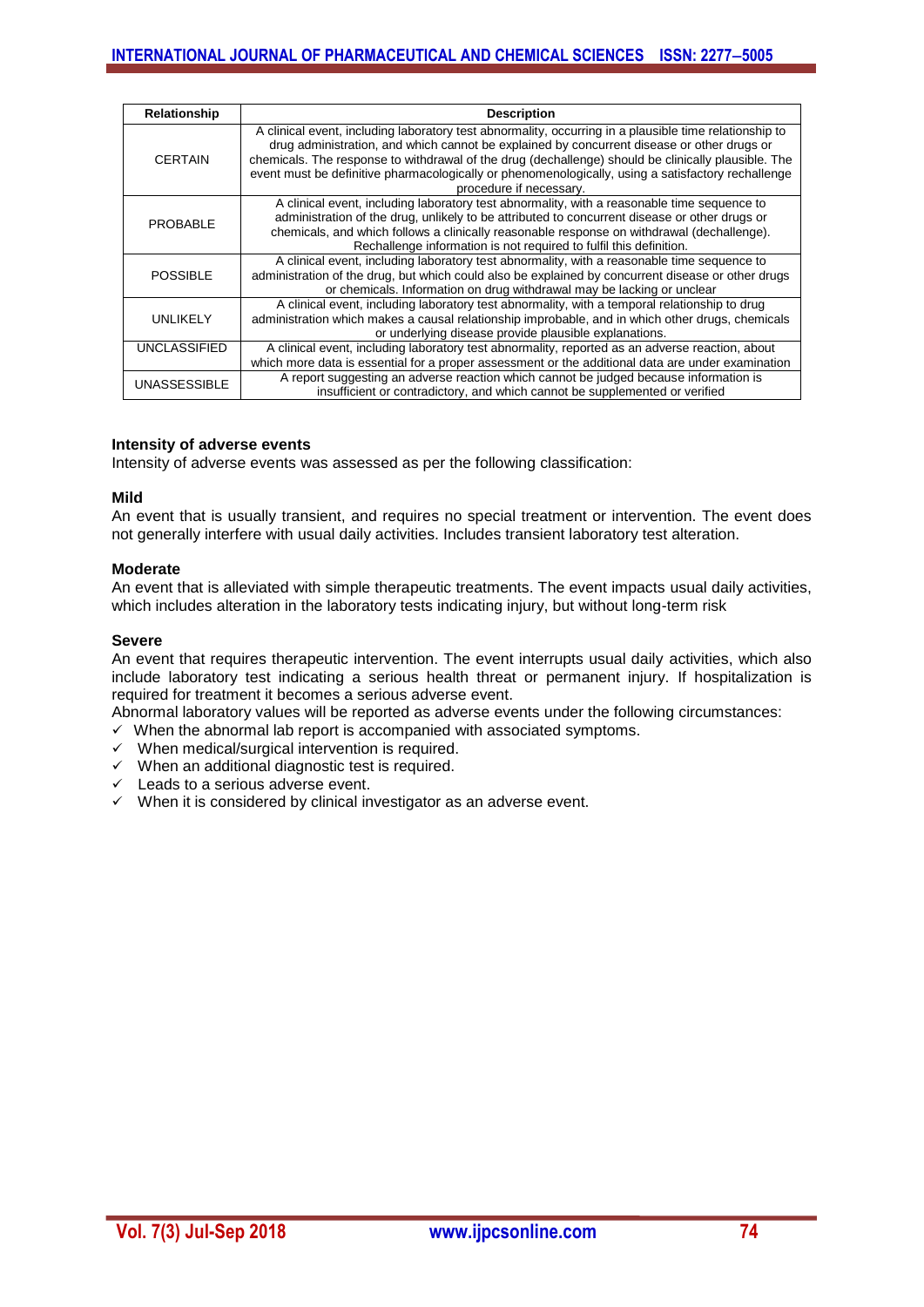| Relationship | Description |
|---|---|
| CERTAIN | A clinical event, including laboratory test abnormality, occurring in a plausible time relationship to drug administration, and which cannot be explained by concurrent disease or other drugs or chemicals. The response to withdrawal of the drug (dechallenge) should be clinically plausible. The event must be definitive pharmacologically or phenomenologically, using a satisfactory rechallenge procedure if necessary. |
| PROBABLE | A clinical event, including laboratory test abnormality, with a reasonable time sequence to administration of the drug, unlikely to be attributed to concurrent disease or other drugs or chemicals, and which follows a clinically reasonable response on withdrawal (dechallenge). Rechallenge information is not required to fulfil this definition. |
| POSSIBLE | A clinical event, including laboratory test abnormality, with a reasonable time sequence to administration of the drug, but which could also be explained by concurrent disease or other drugs or chemicals. Information on drug withdrawal may be lacking or unclear |
| UNLIKELY | A clinical event, including laboratory test abnormality, with a temporal relationship to drug administration which makes a causal relationship improbable, and in which other drugs, chemicals or underlying disease provide plausible explanations. |
| UNCLASSIFIED | A clinical event, including laboratory test abnormality, reported as an adverse reaction, about which more data is essential for a proper assessment or the additional data are under examination |
| UNASSESSIBLE | A report suggesting an adverse reaction which cannot be judged because information is insufficient or contradictory, and which cannot be supplemented or verified |

**Intensity of adverse events**

Intensity of adverse events was assessed as per the following classification:

**Mild**

An event that is usually transient, and requires no special treatment or intervention. The event does not generally interfere with usual daily activities. Includes transient laboratory test alteration.

**Moderate**

An event that is alleviated with simple therapeutic treatments. The event impacts usual daily activities, which includes alteration in the laboratory tests indicating injury, but without long-term risk

**Severe**

An event that requires therapeutic intervention. The event interrupts usual daily activities, which also include laboratory test indicating a serious health threat or permanent injury. If hospitalization is required for treatment it becomes a serious adverse event.

Abnormal laboratory values will be reported as adverse events under the following circumstances:

- ✓ When the abnormal lab report is accompanied with associated symptoms.
- ✓ When medical/surgical intervention is required.
- ✓ When an additional diagnostic test is required.
- ✓ Leads to a serious adverse event.
- ✓ When it is considered by clinical investigator as an adverse event.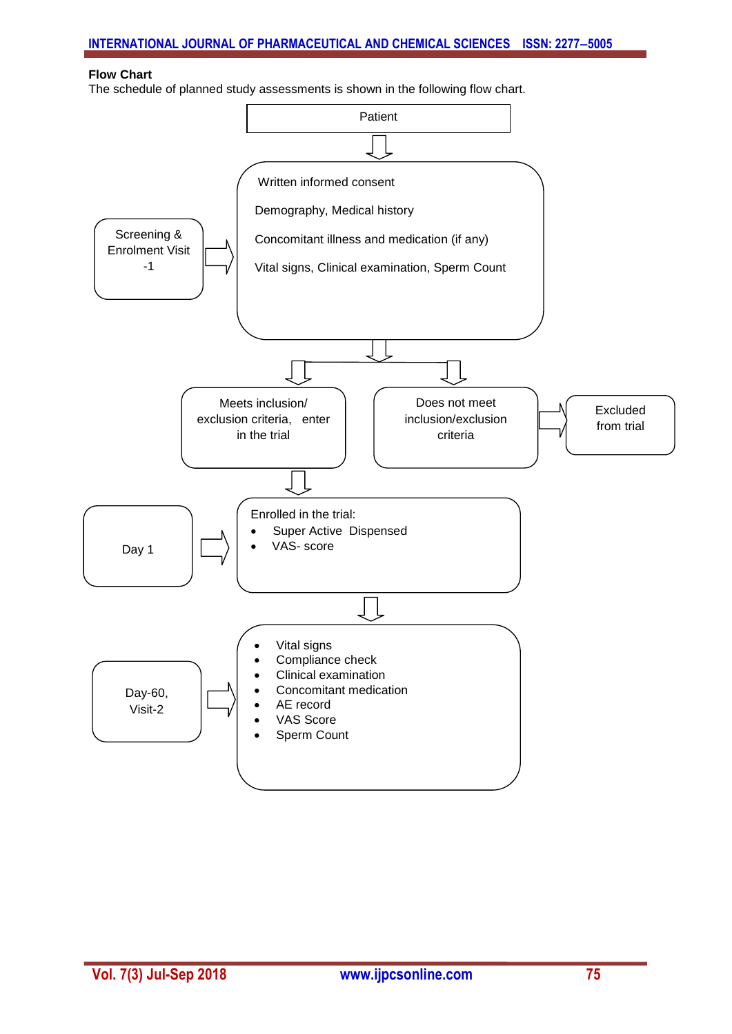**Flow Chart**

The schedule of planned study assessments is shown in the following flow chart.

Patient

Screening & Enrolment Visit -1

Written informed consent

Demography, Medical history

Concomitant illness and medication (if any)

Vital signs, Clinical examination, Sperm Count

Meets inclusion/ exclusion criteria, enter in the trial

Does not meet inclusion/exclusion criteria

Excluded from trial

Day 1

Enrolled in the trial:

- Super Active Dispensed
- VAS- score

Day-60, Visit-2

- Vital signs
- Compliance check
- Clinical examination
- Concomitant medication
- AE record
- VAS Score
- Sperm Count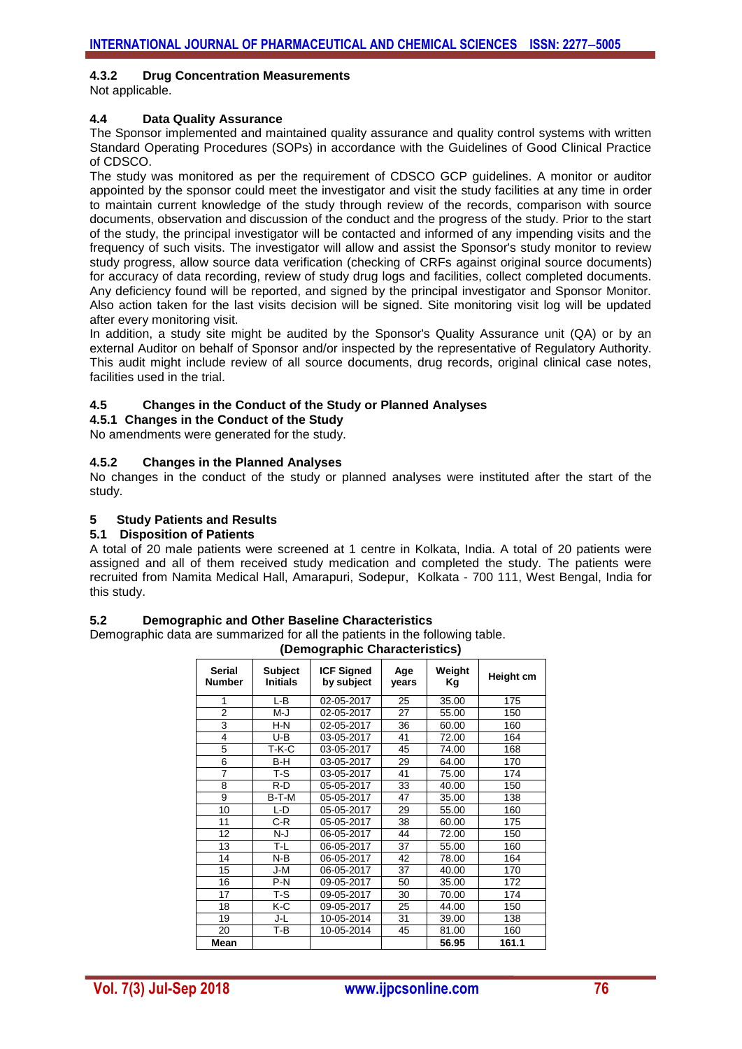### 4.3.2 Drug Concentration Measurements

Not applicable.

### 4.4 Data Quality Assurance

The Sponsor implemented and maintained quality assurance and quality control systems with written Standard Operating Procedures (SOPs) in accordance with the Guidelines of Good Clinical Practice of CDSCO.

The study was monitored as per the requirement of CDSCO GCP guidelines. A monitor or auditor appointed by the sponsor could meet the investigator and visit the study facilities at any time in order to maintain current knowledge of the study through review of the records, comparison with source documents, observation and discussion of the conduct and the progress of the study. Prior to the start of the study, the principal investigator will be contacted and informed of any impending visits and the frequency of such visits. The investigator will allow and assist the Sponsor's study monitor to review study progress, allow source data verification (checking of CRFs against original source documents) for accuracy of data recording, review of study drug logs and facilities, collect completed documents. Any deficiency found will be reported, and signed by the principal investigator and Sponsor Monitor. Also action taken for the last visits decision will be signed. Site monitoring visit log will be updated after every monitoring visit.

In addition, a study site might be audited by the Sponsor's Quality Assurance unit (QA) or by an external Auditor on behalf of Sponsor and/or inspected by the representative of Regulatory Authority. This audit might include review of all source documents, drug records, original clinical case notes, facilities used in the trial.

### 4.5 Changes in the Conduct of the Study or Planned Analyses

#### 4.5.1 Changes in the Conduct of the Study

No amendments were generated for the study.

#### 4.5.2 Changes in the Planned Analyses

No changes in the conduct of the study or planned analyses were instituted after the start of the study.

## 5 Study Patients and Results

### 5.1 Disposition of Patients

A total of 20 male patients were screened at 1 centre in Kolkata, India. A total of 20 patients were assigned and all of them received study medication and completed the study. The patients were recruited from Namita Medical Hall, Amarapuri, Sodepur, Kolkata - 700 111, West Bengal, India for this study.

### 5.2 Demographic and Other Baseline Characteristics

Demographic data are summarized for all the patients in the following table.

**(Demographic Characteristics)**

| Serial Number | Subject Initials | ICF Signed by subject | Age years | Weight Kg | Height cm |
|---|---|---|---|---|---|
| 1 | L-B | 02-05-2017 | 25 | 35.00 | 175 |
| 2 | M-J | 02-05-2017 | 27 | 55.00 | 150 |
| 3 | H-N | 02-05-2017 | 36 | 60.00 | 160 |
| 4 | U-B | 03-05-2017 | 41 | 72.00 | 164 |
| 5 | T-K-C | 03-05-2017 | 45 | 74.00 | 168 |
| 6 | B-H | 03-05-2017 | 29 | 64.00 | 170 |
| 7 | T-S | 03-05-2017 | 41 | 75.00 | 174 |
| 8 | R-D | 05-05-2017 | 33 | 40.00 | 150 |
| 9 | B-T-M | 05-05-2017 | 47 | 35.00 | 138 |
| 10 | L-D | 05-05-2017 | 29 | 55.00 | 160 |
| 11 | C-R | 05-05-2017 | 38 | 60.00 | 175 |
| 12 | N-J | 06-05-2017 | 44 | 72.00 | 150 |
| 13 | T-L | 06-05-2017 | 37 | 55.00 | 160 |
| 14 | N-B | 06-05-2017 | 42 | 78.00 | 164 |
| 15 | J-M | 06-05-2017 | 37 | 40.00 | 170 |
| 16 | P-N | 09-05-2017 | 50 | 35.00 | 172 |
| 17 | T-S | 09-05-2017 | 30 | 70.00 | 174 |
| 18 | K-C | 09-05-2017 | 25 | 44.00 | 150 |
| 19 | J-L | 10-05-2014 | 31 | 39.00 | 138 |
| 20 | T-B | 10-05-2014 | 45 | 81.00 | 160 |
| **Mean** | | | | **56.95** | **161.1** |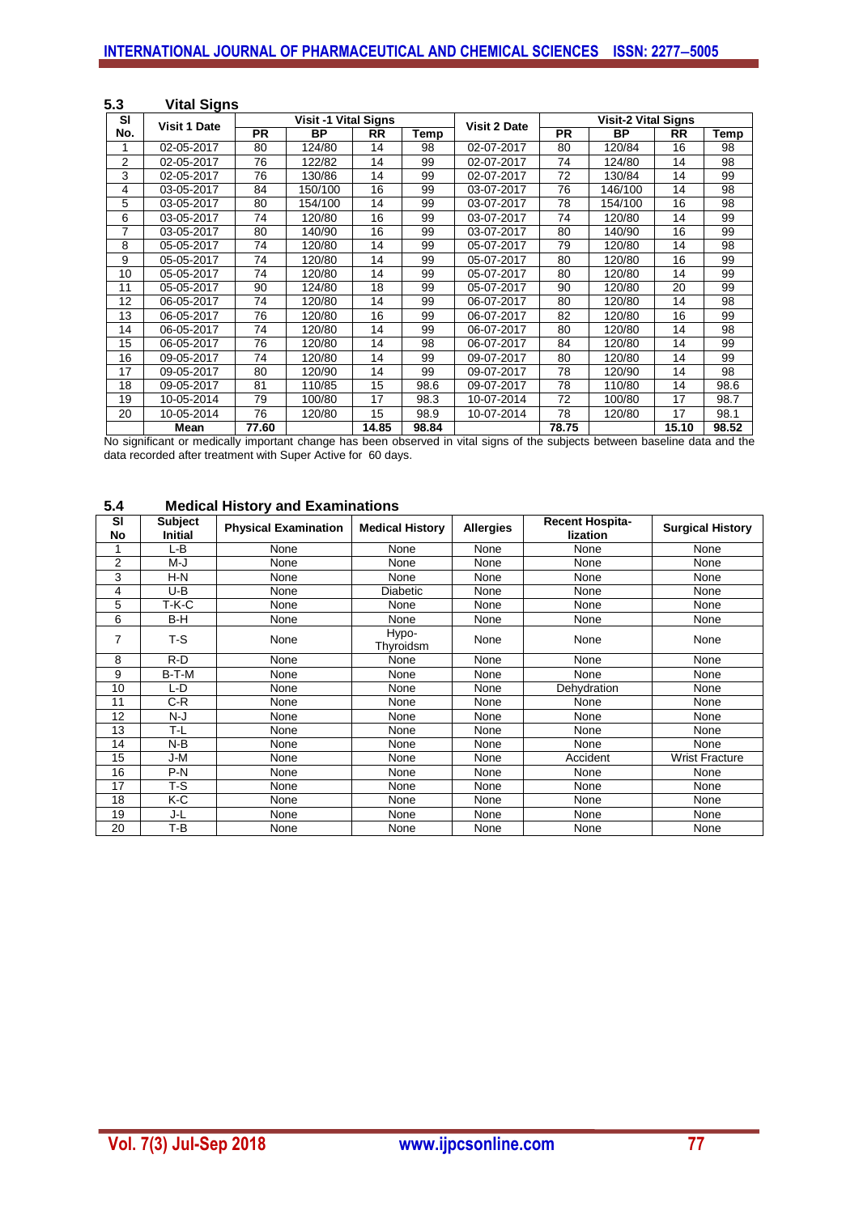### 5.3 Vital Signs

| Sl No. | Visit 1 Date | Visit -1 Vital Signs | | | | Visit 2 Date | Visit-2 Vital Signs | | | |
|---|---|---|---|---|---|---|---|---|---|---|
| | | PR | BP | RR | Temp | | PR | BP | RR | Temp |
| 1 | 02-05-2017 | 80 | 124/80 | 14 | 98 | 02-07-2017 | 80 | 120/84 | 16 | 98 |
| 2 | 02-05-2017 | 76 | 122/82 | 14 | 99 | 02-07-2017 | 74 | 124/80 | 14 | 98 |
| 3 | 02-05-2017 | 76 | 130/86 | 14 | 99 | 02-07-2017 | 72 | 130/84 | 14 | 99 |
| 4 | 03-05-2017 | 84 | 150/100 | 16 | 99 | 03-07-2017 | 76 | 146/100 | 14 | 98 |
| 5 | 03-05-2017 | 80 | 154/100 | 14 | 99 | 03-07-2017 | 78 | 154/100 | 16 | 98 |
| 6 | 03-05-2017 | 74 | 120/80 | 16 | 99 | 03-07-2017 | 74 | 120/80 | 14 | 99 |
| 7 | 03-05-2017 | 80 | 140/90 | 16 | 99 | 03-07-2017 | 80 | 140/90 | 16 | 99 |
| 8 | 05-05-2017 | 74 | 120/80 | 14 | 99 | 05-07-2017 | 79 | 120/80 | 14 | 98 |
| 9 | 05-05-2017 | 74 | 120/80 | 14 | 99 | 05-07-2017 | 80 | 120/80 | 16 | 99 |
| 10 | 05-05-2017 | 74 | 120/80 | 14 | 99 | 05-07-2017 | 80 | 120/80 | 14 | 99 |
| 11 | 05-05-2017 | 90 | 124/80 | 18 | 99 | 05-07-2017 | 90 | 120/80 | 20 | 99 |
| 12 | 06-05-2017 | 74 | 120/80 | 14 | 99 | 06-07-2017 | 80 | 120/80 | 14 | 98 |
| 13 | 06-05-2017 | 76 | 120/80 | 16 | 99 | 06-07-2017 | 82 | 120/80 | 16 | 99 |
| 14 | 06-05-2017 | 74 | 120/80 | 14 | 99 | 06-07-2017 | 80 | 120/80 | 14 | 98 |
| 15 | 06-05-2017 | 76 | 120/80 | 14 | 98 | 06-07-2017 | 84 | 120/80 | 14 | 99 |
| 16 | 09-05-2017 | 74 | 120/80 | 14 | 99 | 09-07-2017 | 80 | 120/80 | 14 | 99 |
| 17 | 09-05-2017 | 80 | 120/90 | 14 | 99 | 09-07-2017 | 78 | 120/90 | 14 | 98 |
| 18 | 09-05-2017 | 81 | 110/85 | 15 | 98.6 | 09-07-2017 | 78 | 110/80 | 14 | 98.6 |
| 19 | 10-05-2014 | 79 | 100/80 | 17 | 98.3 | 10-07-2014 | 72 | 100/80 | 17 | 98.7 |
| 20 | 10-05-2014 | 76 | 120/80 | 15 | 98.9 | 10-07-2014 | 78 | 120/80 | 17 | 98.1 |
| | **Mean** | **77.60** | | **14.85** | **98.84** | | **78.75** | | **15.10** | **98.52** |

No significant or medically important change has been observed in vital signs of the subjects between baseline data and the data recorded after treatment with Super Active for 60 days.

### 5.4 Medical History and Examinations

| Sl No | Subject Initial | Physical Examination | Medical History | Allergies | Recent Hospita-lization | Surgical History |
|---|---|---|---|---|---|---|
| 1 | L-B | None | None | None | None | None |
| 2 | M-J | None | None | None | None | None |
| 3 | H-N | None | None | None | None | None |
| 4 | U-B | None | Diabetic | None | None | None |
| 5 | T-K-C | None | None | None | None | None |
| 6 | B-H | None | None | None | None | None |
| 7 | T-S | None | Hypo-Thyroidsm | None | None | None |
| 8 | R-D | None | None | None | None | None |
| 9 | B-T-M | None | None | None | None | None |
| 10 | L-D | None | None | None | Dehydration | None |
| 11 | C-R | None | None | None | None | None |
| 12 | N-J | None | None | None | None | None |
| 13 | T-L | None | None | None | None | None |
| 14 | N-B | None | None | None | None | None |
| 15 | J-M | None | None | None | Accident | Wrist Fracture |
| 16 | P-N | None | None | None | None | None |
| 17 | T-S | None | None | None | None | None |
| 18 | K-C | None | None | None | None | None |
| 19 | J-L | None | None | None | None | None |
| 20 | T-B | None | None | None | None | None |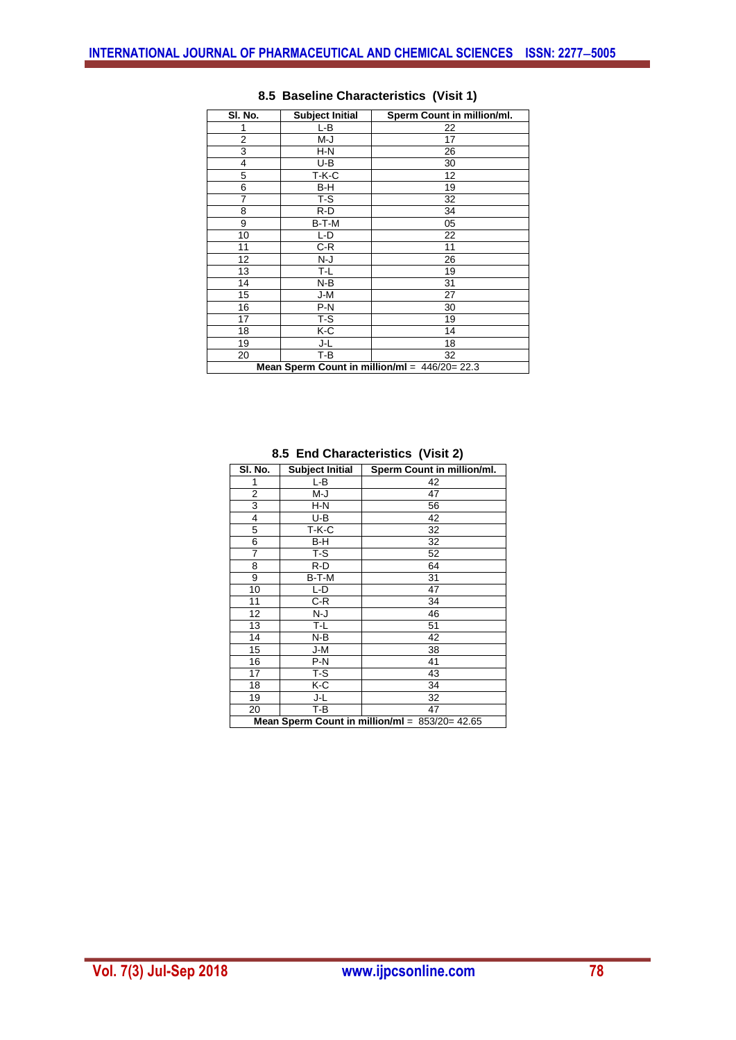### 8.5 Baseline Characteristics (Visit 1)

| Sl. No. | Subject Initial | Sperm Count in million/ml. |
|---|---|---|
| 1 | L-B | 22 |
| 2 | M-J | 17 |
| 3 | H-N | 26 |
| 4 | U-B | 30 |
| 5 | T-K-C | 12 |
| 6 | B-H | 19 |
| 7 | T-S | 32 |
| 8 | R-D | 34 |
| 9 | B-T-M | 05 |
| 10 | L-D | 22 |
| 11 | C-R | 11 |
| 12 | N-J | 26 |
| 13 | T-L | 19 |
| 14 | N-B | 31 |
| 15 | J-M | 27 |
| 16 | P-N | 30 |
| 17 | T-S | 19 |
| 18 | K-C | 14 |
| 19 | J-L | 18 |
| 20 | T-B | 32 |
| **Mean Sperm Count in million/ml** = 446/20= 22.3 | | |

### 8.5 End Characteristics (Visit 2)

| Sl. No. | Subject Initial | Sperm Count in million/ml. |
|---|---|---|
| 1 | L-B | 42 |
| 2 | M-J | 47 |
| 3 | H-N | 56 |
| 4 | U-B | 42 |
| 5 | T-K-C | 32 |
| 6 | B-H | 32 |
| 7 | T-S | 52 |
| 8 | R-D | 64 |
| 9 | B-T-M | 31 |
| 10 | L-D | 47 |
| 11 | C-R | 34 |
| 12 | N-J | 46 |
| 13 | T-L | 51 |
| 14 | N-B | 42 |
| 15 | J-M | 38 |
| 16 | P-N | 41 |
| 17 | T-S | 43 |
| 18 | K-C | 34 |
| 19 | J-L | 32 |
| 20 | T-B | 47 |
| **Mean Sperm Count in million/ml** = 853/20= 42.65 | | |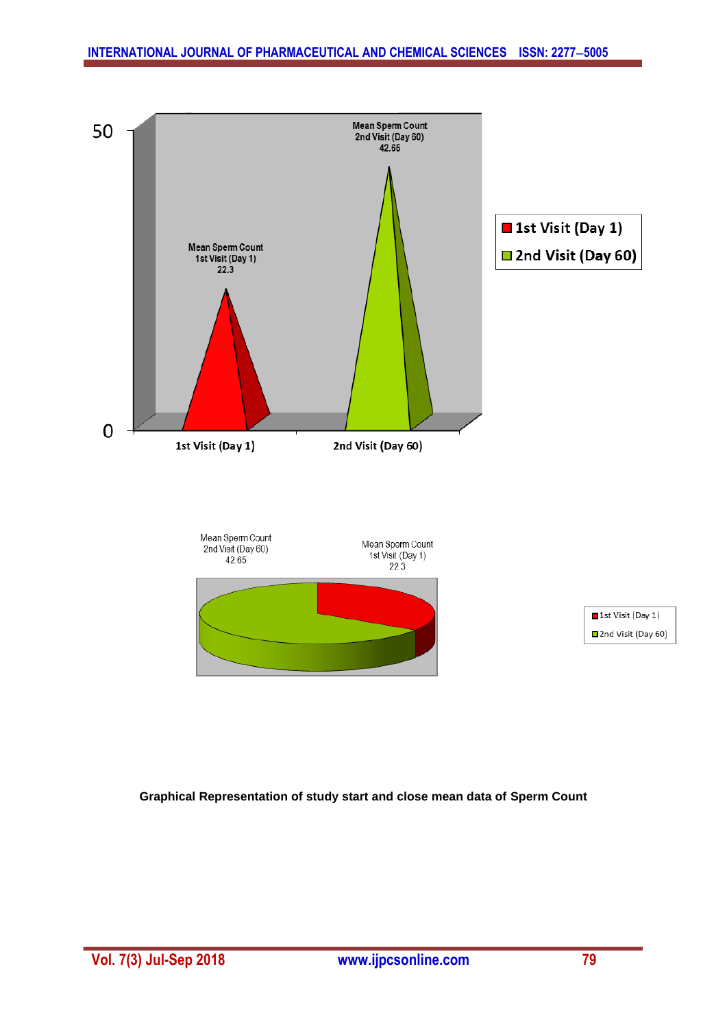50

Mean Sperm Count
2nd Visit (Day 60)
42.65

Mean Sperm Count
1st Visit (Day 1)
22.3

0

1st Visit (Day 1)
2nd Visit (Day 60)

1st Visit (Day 1)
2nd Visit (Day 60)

Mean Sperm Count
2nd Visit (Day 60)
42.65

Mean Sperm Count
1st Visit (Day 1)
22.3

1st Visit (Day 1)
2nd Visit (Day 60)

**Graphical Representation of study start and close mean data of Sperm Count**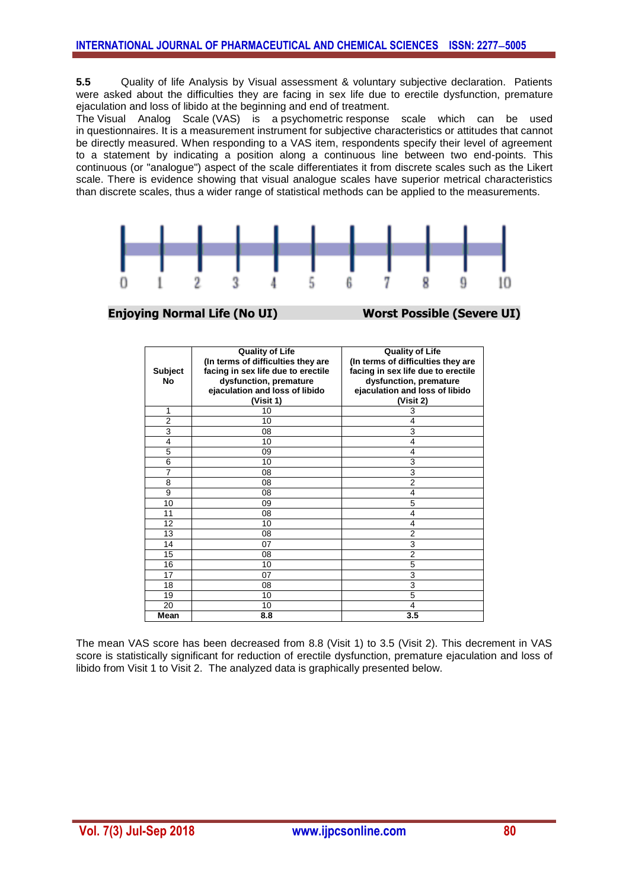**5.5** Quality of life Analysis by Visual assessment & voluntary subjective declaration. Patients were asked about the difficulties they are facing in sex life due to erectile dysfunction, premature ejaculation and loss of libido at the beginning and end of treatment.

The Visual Analog Scale (VAS) is a psychometric response scale which can be used in questionnaires. It is a measurement instrument for subjective characteristics or attitudes that cannot be directly measured. When responding to a VAS item, respondents specify their level of agreement to a statement by indicating a position along a continuous line between two end-points. This continuous (or "analogue") aspect of the scale differentiates it from discrete scales such as the Likert scale. There is evidence showing that visual analogue scales have superior metrical characteristics than discrete scales, thus a wider range of statistical methods can be applied to the measurements.

0 1 2 3 4 5 6 7 8 9 10

**Enjoying Normal Life (No UI)** **Worst Possible (Severe UI)**

| Subject No | Quality of Life (In terms of difficulties they are facing in sex life due to erectile dysfunction, premature ejaculation and loss of libido (Visit 1) | Quality of Life (In terms of difficulties they are facing in sex life due to erectile dysfunction, premature ejaculation and loss of libido (Visit 2) |
|---|---|---|
| 1 | 10 | 3 |
| 2 | 10 | 4 |
| 3 | 08 | 3 |
| 4 | 10 | 4 |
| 5 | 09 | 4 |
| 6 | 10 | 3 |
| 7 | 08 | 3 |
| 8 | 08 | 2 |
| 9 | 08 | 4 |
| 10 | 09 | 5 |
| 11 | 08 | 4 |
| 12 | 10 | 4 |
| 13 | 08 | 2 |
| 14 | 07 | 3 |
| 15 | 08 | 2 |
| 16 | 10 | 5 |
| 17 | 07 | 3 |
| 18 | 08 | 3 |
| 19 | 10 | 5 |
| 20 | 10 | 4 |
| **Mean** | **8.8** | **3.5** |

The mean VAS score has been decreased from 8.8 (Visit 1) to 3.5 (Visit 2). This decrement in VAS score is statistically significant for reduction of erectile dysfunction, premature ejaculation and loss of libido from Visit 1 to Visit 2. The analyzed data is graphically presented below.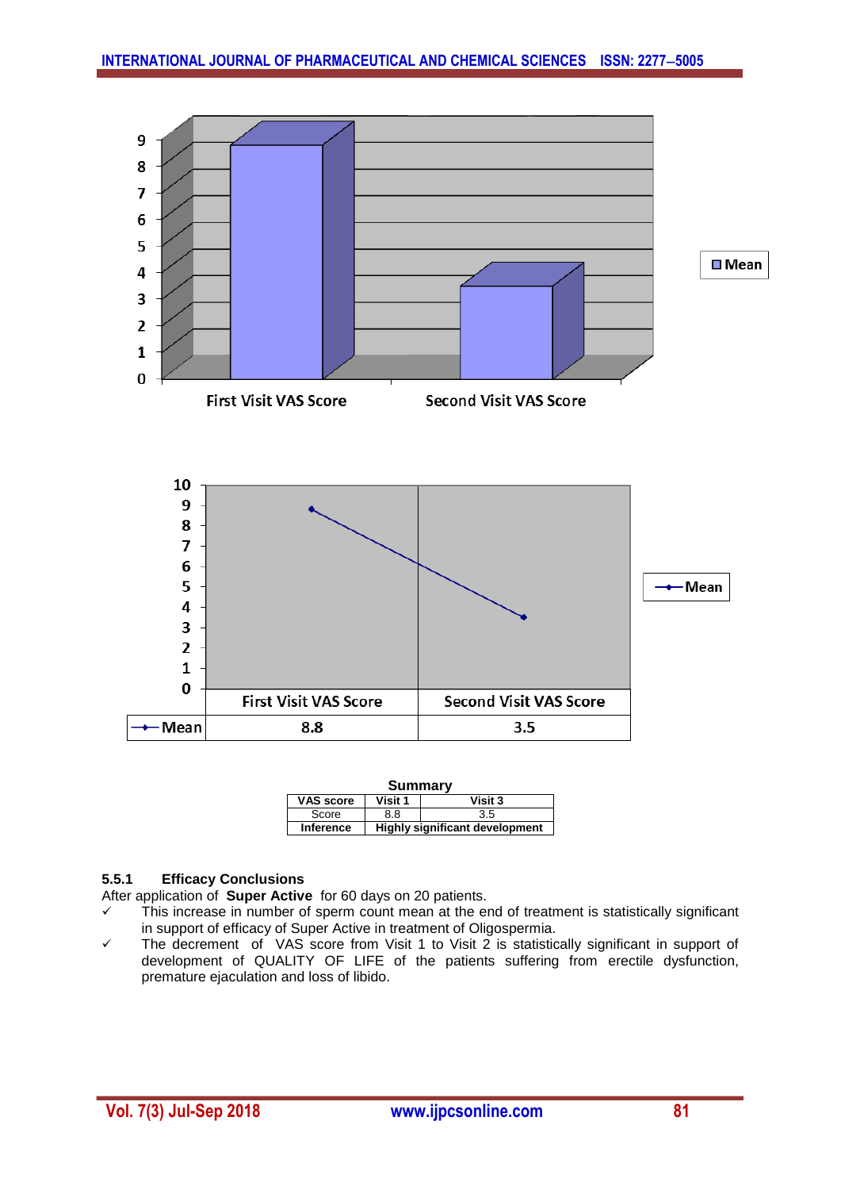| | First Visit VAS Score | Second Visit VAS Score |
| --- | --- | --- |
| Mean | 8.8 | 3.5 |

**Summary**

| VAS score | Visit 1 | Visit 3 |
| --- | --- | --- |
| Score | 8.8 | 3.5 |
| **Inference** | **Highly significant development** | |

### 5.5.1 Efficacy Conclusions

After application of **Super Active** for 60 days on 20 patients.

- ✓ This increase in number of sperm count mean at the end of treatment is statistically significant in support of efficacy of Super Active in treatment of Oligospermia.
- ✓ The decrement of VAS score from Visit 1 to Visit 2 is statistically significant in support of development of QUALITY OF LIFE of the patients suffering from erectile dysfunction, premature ejaculation and loss of libido.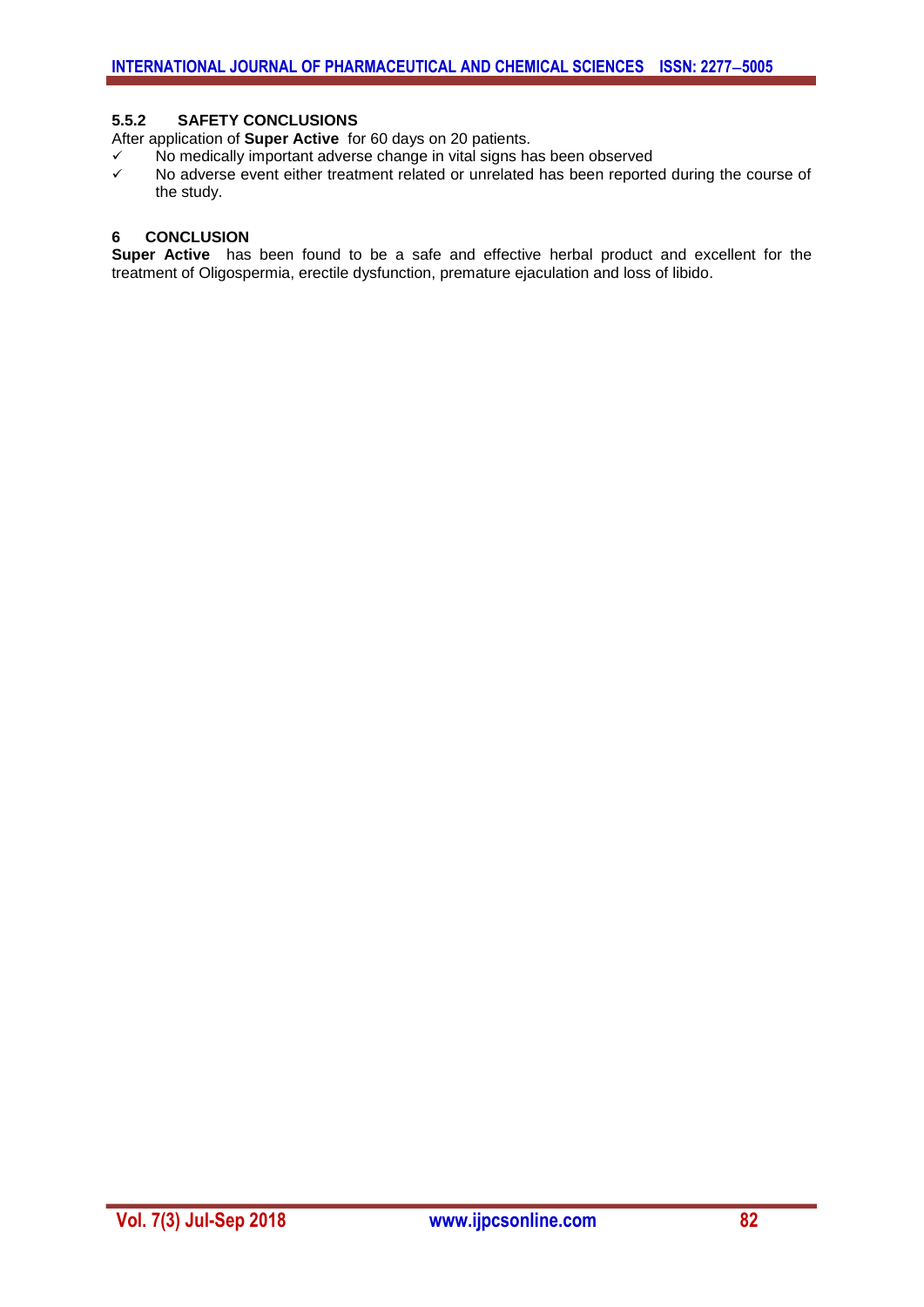### 5.5.2 SAFETY CONCLUSIONS

After application of **Super Active** for 60 days on 20 patients.

- ✓ No medically important adverse change in vital signs has been observed
- ✓ No adverse event either treatment related or unrelated has been reported during the course of the study.

## 6 CONCLUSION

**Super Active** has been found to be a safe and effective herbal product and excellent for the treatment of Oligospermia, erectile dysfunction, premature ejaculation and loss of libido.